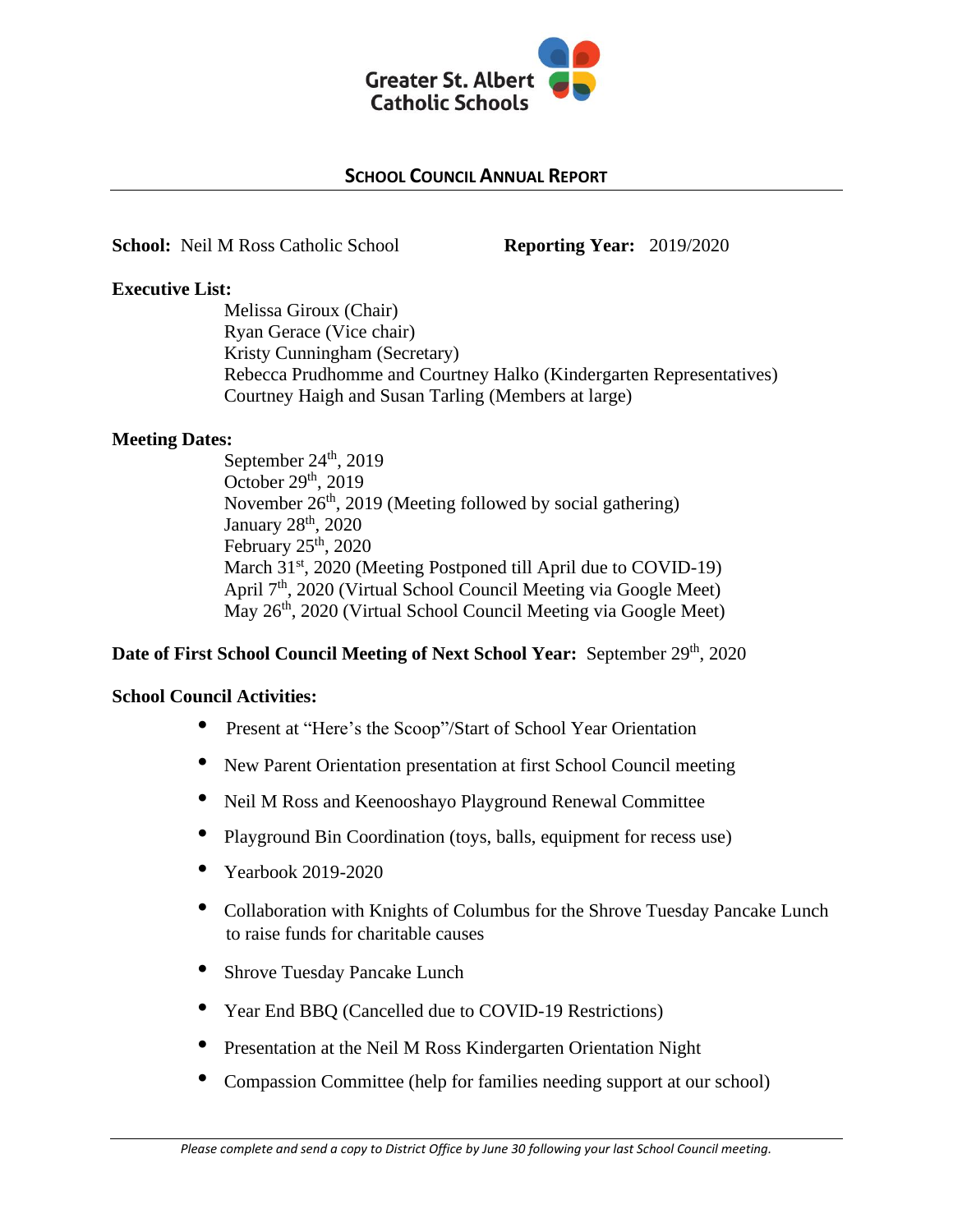Greater St. Albert Catholic Schools

# SCHOOL COUNCIL ANNUAL REPORT

**School:** Neil M Ross Catholic School **Reporting Year:** 2019/2020

**Executive List:**

Melissa Giroux (Chair)
Ryan Gerace (Vice chair)
Kristy Cunningham (Secretary)
Rebecca Prudhomme and Courtney Halko (Kindergarten Representatives)
Courtney Haigh and Susan Tarling (Members at large)

**Meeting Dates:**

September 24th, 2019
October 29th, 2019
November 26th, 2019 (Meeting followed by social gathering)
January 28th, 2020
February 25th, 2020
March 31st, 2020 (Meeting Postponed till April due to COVID-19)
April 7th, 2020 (Virtual School Council Meeting via Google Meet)
May 26th, 2020 (Virtual School Council Meeting via Google Meet)

**Date of First School Council Meeting of Next School Year:** September 29th, 2020

**School Council Activities:**

- Present at "Here's the Scoop"/Start of School Year Orientation
- New Parent Orientation presentation at first School Council meeting
- Neil M Ross and Keenooshayo Playground Renewal Committee
- Playground Bin Coordination (toys, balls, equipment for recess use)
- Yearbook 2019-2020
- Collaboration with Knights of Columbus for the Shrove Tuesday Pancake Lunch to raise funds for charitable causes
- Shrove Tuesday Pancake Lunch
- Year End BBQ (Cancelled due to COVID-19 Restrictions)
- Presentation at the Neil M Ross Kindergarten Orientation Night
- Compassion Committee (help for families needing support at our school)

*Please complete and send a copy to District Office by June 30 following your last School Council meeting.*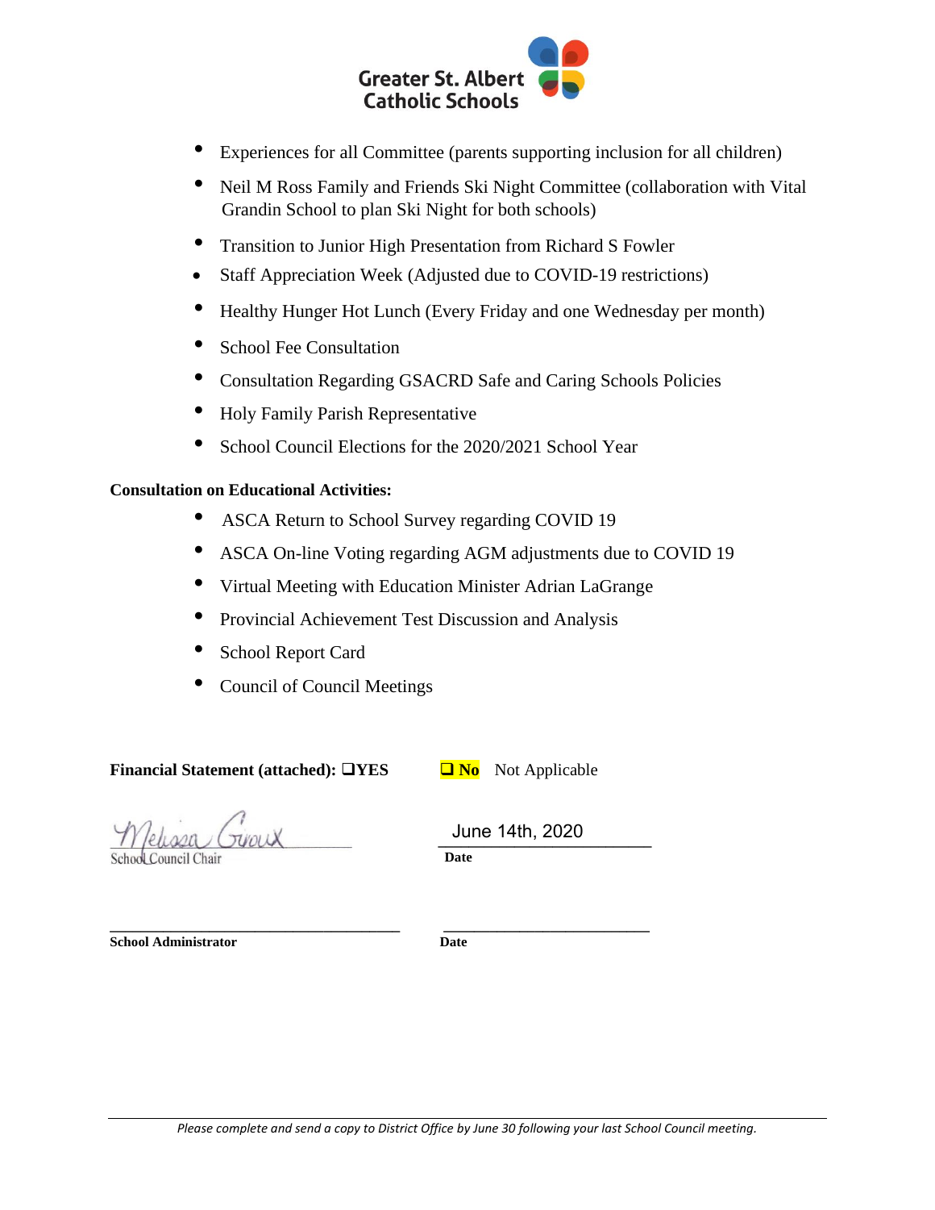Greater St. Albert Catholic Schools

- Experiences for all Committee (parents supporting inclusion for all children)
- Neil M Ross Family and Friends Ski Night Committee (collaboration with Vital Grandin School to plan Ski Night for both schools)
- Transition to Junior High Presentation from Richard S Fowler
- Staff Appreciation Week (Adjusted due to COVID-19 restrictions)
- Healthy Hunger Hot Lunch (Every Friday and one Wednesday per month)
- School Fee Consultation
- Consultation Regarding GSACRD Safe and Caring Schools Policies
- Holy Family Parish Representative
- School Council Elections for the 2020/2021 School Year

**Consultation on Educational Activities:**

- ASCA Return to School Survey regarding COVID 19
- ASCA On-line Voting regarding AGM adjustments due to COVID 19
- Virtual Meeting with Education Minister Adrian LaGrange
- Provincial Achievement Test Discussion and Analysis
- School Report Card
- Council of Council Meetings

**Financial Statement (attached):** ❑ **YES** ❑ **No** Not Applicable

Melissa Giroux
School Council Chair

June 14th, 2020
**Date**

\_\_\_\_\_\_\_\_\_\_\_\_\_\_\_\_\_\_\_\_\_\_\_\_\_\_\_\_\_\_\_\_\_\_
**School Administrator**

\_\_\_\_\_\_\_\_\_\_\_\_\_\_\_\_\_\_\_\_\_\_\_\_
**Date**

*Please complete and send a copy to District Office by June 30 following your last School Council meeting.*